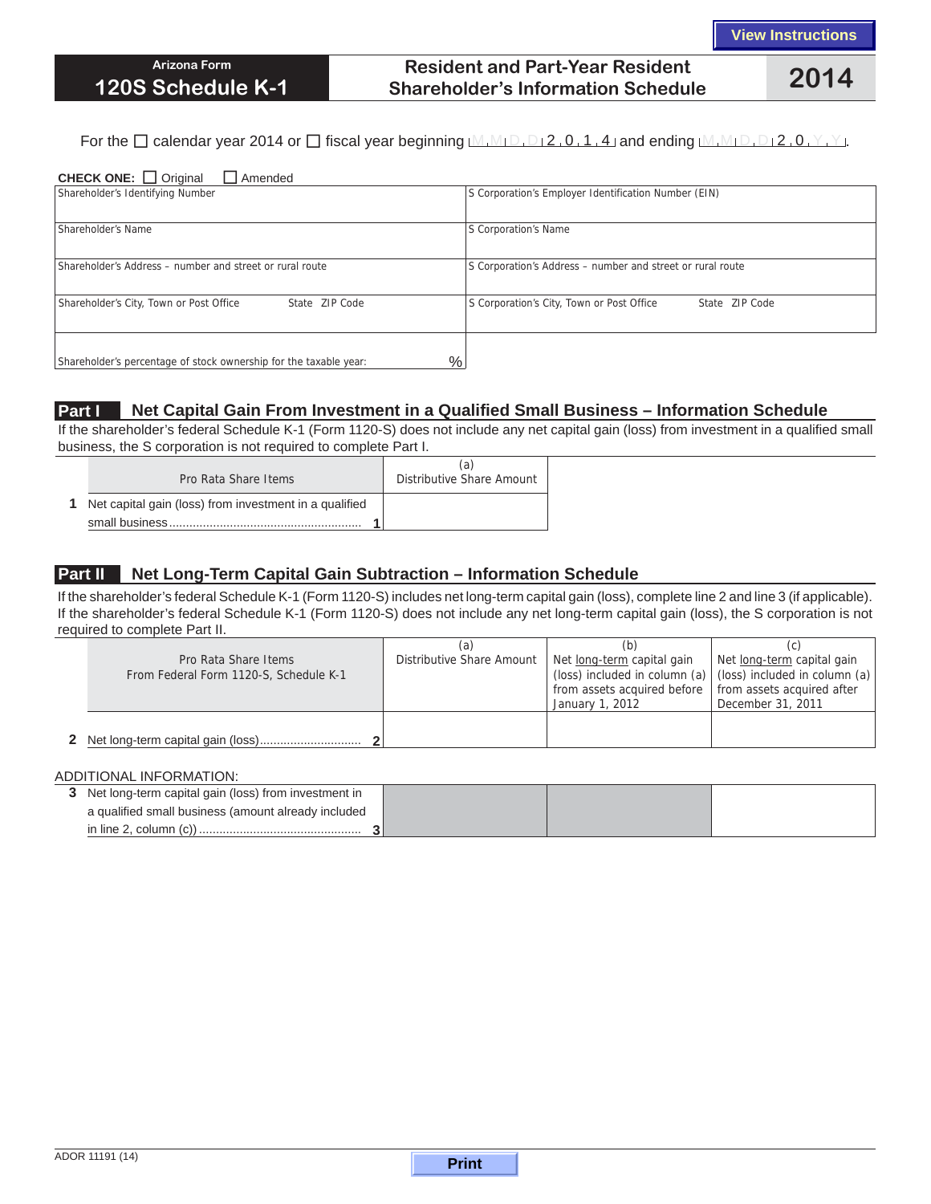View Instructions

**Arizona Form**
# 120S Schedule K-1

## Resident and Part-Year Resident Shareholder's Information Schedule

**2014**

For the ☐ calendar year 2014 or ☐ fiscal year beginning M M D D 2 0 1 4 and ending M M D D 2 0 Y Y.

**CHECK ONE:** ☐ Original ☐ Amended

| | |
|---|---|
| Shareholder's Identifying Number | S Corporation's Employer Identification Number (EIN) |
| Shareholder's Name | S Corporation's Name |
| Shareholder's Address – number and street or rural route | S Corporation's Address – number and street or rural route |
| Shareholder's City, Town or Post Office State ZIP Code | S Corporation's City, Town or Post Office State ZIP Code |
| Shareholder's percentage of stock ownership for the taxable year: % | |

## Part I Net Capital Gain From Investment in a Qualified Small Business – Information Schedule

If the shareholder's federal Schedule K-1 (Form 1120-S) does not include any net capital gain (loss) from investment in a qualified small business, the S corporation is not required to complete Part I.

| Pro Rata Share Items | (a) Distributive Share Amount |
|---|---|
| 1 Net capital gain (loss) from investment in a qualified small business ........ 1 | |

## Part II Net Long-Term Capital Gain Subtraction – Information Schedule

If the shareholder's federal Schedule K-1 (Form 1120-S) includes net long-term capital gain (loss), complete line 2 and line 3 (if applicable). If the shareholder's federal Schedule K-1 (Form 1120-S) does not include any net long-term capital gain (loss), the S corporation is not required to complete Part II.

| Pro Rata Share Items From Federal Form 1120-S, Schedule K-1 | (a) Distributive Share Amount | (b) Net long-term capital gain (loss) included in column (a) from assets acquired before January 1, 2012 | (c) Net long-term capital gain (loss) included in column (a) from assets acquired after December 31, 2011 |
|---|---|---|---|
| 2 Net long-term capital gain (loss)........ 2 | | | |

ADDITIONAL INFORMATION:

| | | | |
|---|---|---|---|
| 3 Net long-term capital gain (loss) from investment in a qualified small business (amount already included in line 2, column (c)) ........ 3 | | | |

ADOR 11191 (14)

Print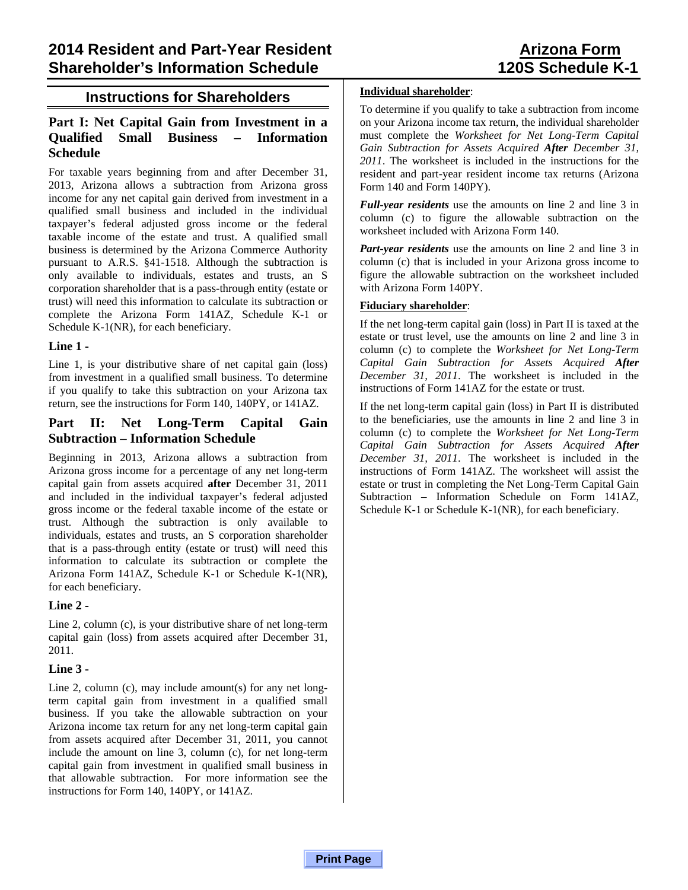# 2014 Resident and Part-Year Resident Shareholder's Information Schedule

# Arizona Form 120S Schedule K-1

## Instructions for Shareholders

### Part I: Net Capital Gain from Investment in a Qualified Small Business – Information Schedule

For taxable years beginning from and after December 31, 2013, Arizona allows a subtraction from Arizona gross income for any net capital gain derived from investment in a qualified small business and included in the individual taxpayer's federal adjusted gross income or the federal taxable income of the estate and trust. A qualified small business is determined by the Arizona Commerce Authority pursuant to A.R.S. §41-1518. Although the subtraction is only available to individuals, estates and trusts, an S corporation shareholder that is a pass-through entity (estate or trust) will need this information to calculate its subtraction or complete the Arizona Form 141AZ, Schedule K-1 or Schedule K-1(NR), for each beneficiary.

#### Line 1 -

Line 1, is your distributive share of net capital gain (loss) from investment in a qualified small business. To determine if you qualify to take this subtraction on your Arizona tax return, see the instructions for Form 140, 140PY, or 141AZ.

### Part II: Net Long-Term Capital Gain Subtraction – Information Schedule

Beginning in 2013, Arizona allows a subtraction from Arizona gross income for a percentage of any net long-term capital gain from assets acquired **after** December 31, 2011 and included in the individual taxpayer's federal adjusted gross income or the federal taxable income of the estate or trust. Although the subtraction is only available to individuals, estates and trusts, an S corporation shareholder that is a pass-through entity (estate or trust) will need this information to calculate its subtraction or complete the Arizona Form 141AZ, Schedule K-1 or Schedule K-1(NR), for each beneficiary.

#### Line 2 -

Line 2, column (c), is your distributive share of net long-term capital gain (loss) from assets acquired after December 31, 2011.

#### Line 3 -

Line 2, column (c), may include amount(s) for any net long-term capital gain from investment in a qualified small business. If you take the allowable subtraction on your Arizona income tax return for any net long-term capital gain from assets acquired after December 31, 2011, you cannot include the amount on line 3, column (c), for net long-term capital gain from investment in qualified small business in that allowable subtraction. For more information see the instructions for Form 140, 140PY, or 141AZ.

**Individual shareholder**:

To determine if you qualify to take a subtraction from income on your Arizona income tax return, the individual shareholder must complete the *Worksheet for Net Long-Term Capital Gain Subtraction for Assets Acquired **After** December 31, 2011*. The worksheet is included in the instructions for the resident and part-year resident income tax returns (Arizona Form 140 and Form 140PY).

***Full-year residents*** use the amounts on line 2 and line 3 in column (c) to figure the allowable subtraction on the worksheet included with Arizona Form 140.

***Part-year residents*** use the amounts on line 2 and line 3 in column (c) that is included in your Arizona gross income to figure the allowable subtraction on the worksheet included with Arizona Form 140PY.

**Fiduciary shareholder**:

If the net long-term capital gain (loss) in Part II is taxed at the estate or trust level, use the amounts on line 2 and line 3 in column (c) to complete the *Worksheet for Net Long-Term Capital Gain Subtraction for Assets Acquired **After** December 31, 2011*. The worksheet is included in the instructions of Form 141AZ for the estate or trust.

If the net long-term capital gain (loss) in Part II is distributed to the beneficiaries, use the amounts in line 2 and line 3 in column (c) to complete the *Worksheet for Net Long-Term Capital Gain Subtraction for Assets Acquired **After** December 31, 2011*. The worksheet is included in the instructions of Form 141AZ. The worksheet will assist the estate or trust in completing the Net Long-Term Capital Gain Subtraction – Information Schedule on Form 141AZ, Schedule K-1 or Schedule K-1(NR), for each beneficiary.